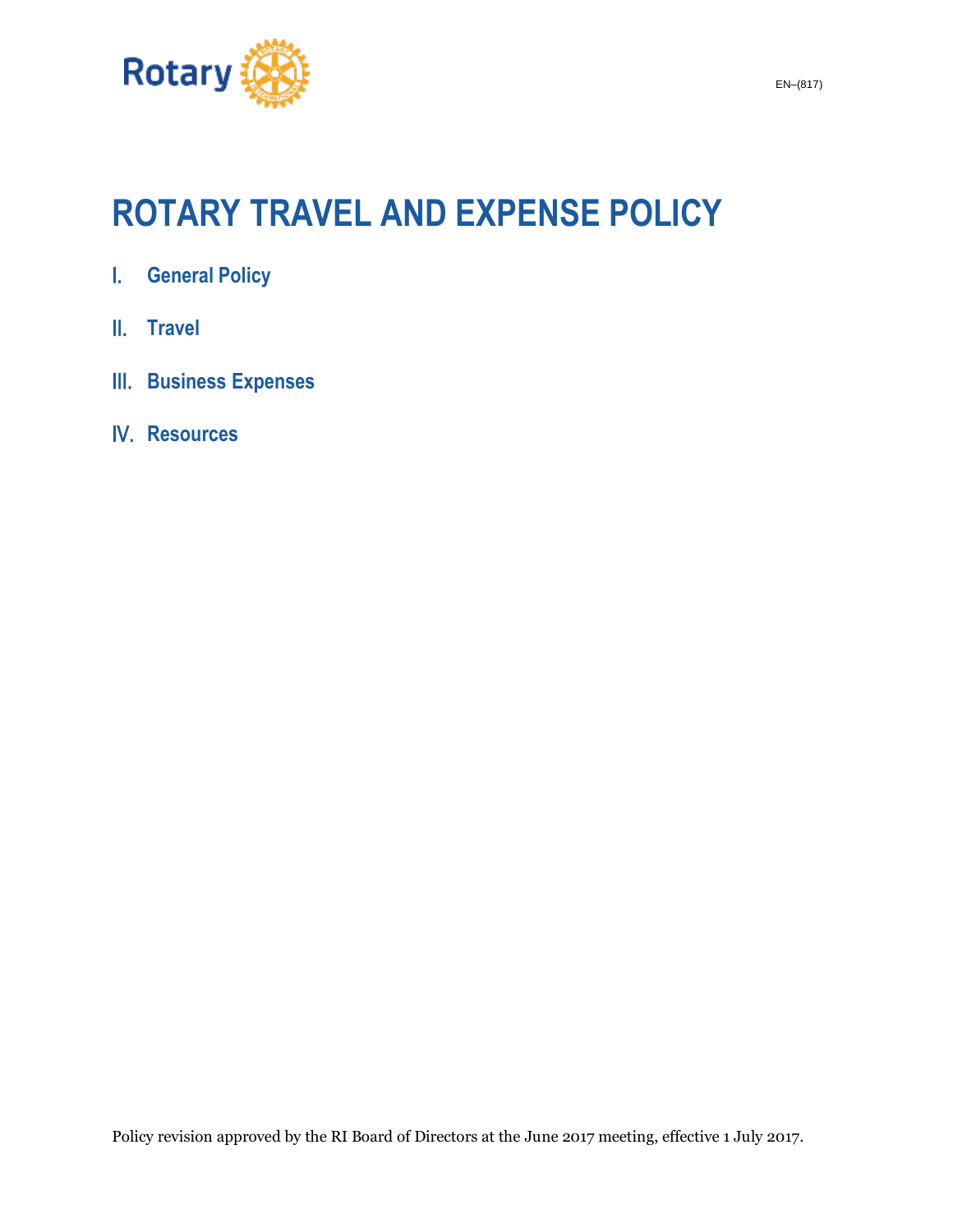EN–(817)

# ROTARY TRAVEL AND EXPENSE POLICY

I. General Policy

II. Travel

III. Business Expenses

IV. Resources

Policy revision approved by the RI Board of Directors at the June 2017 meeting, effective 1 July 2017.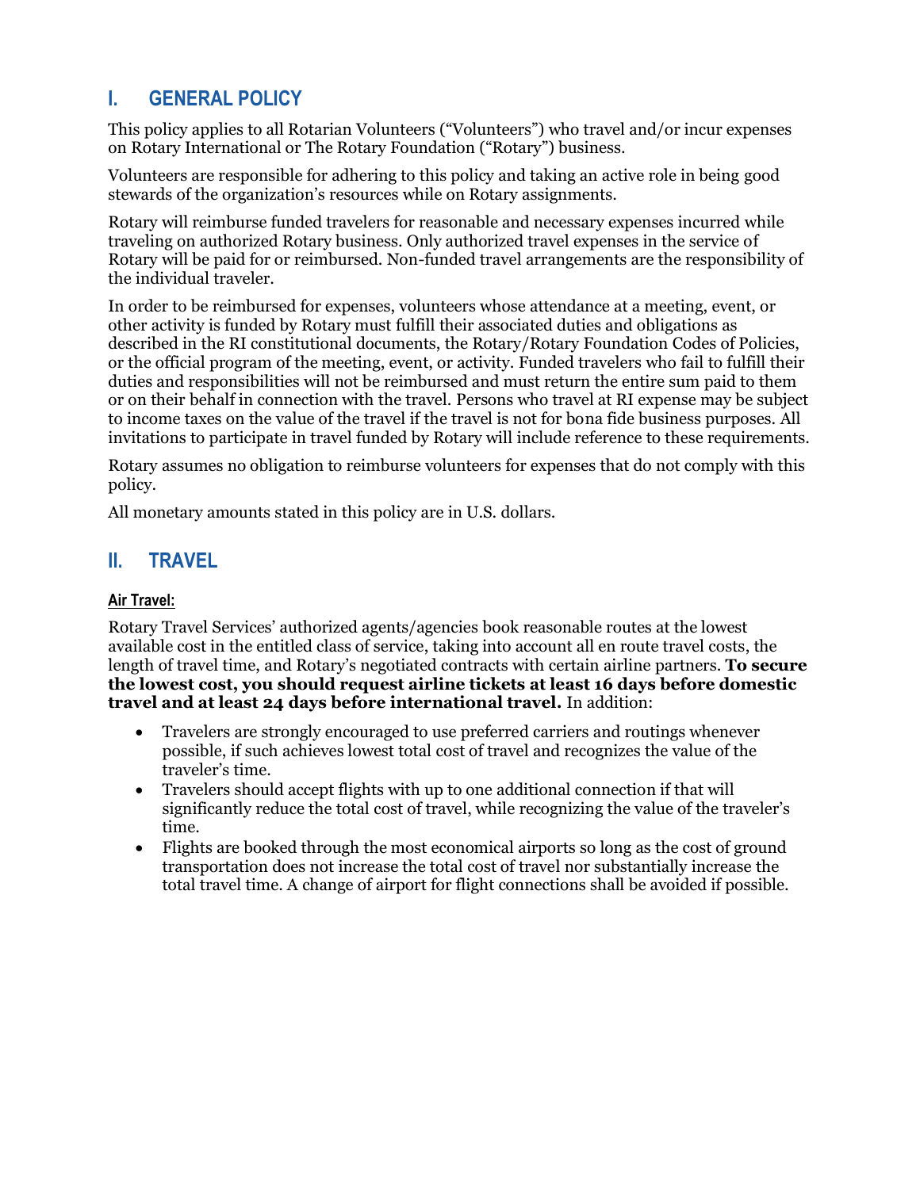## I. GENERAL POLICY

This policy applies to all Rotarian Volunteers ("Volunteers") who travel and/or incur expenses on Rotary International or The Rotary Foundation ("Rotary") business.

Volunteers are responsible for adhering to this policy and taking an active role in being good stewards of the organization's resources while on Rotary assignments.

Rotary will reimburse funded travelers for reasonable and necessary expenses incurred while traveling on authorized Rotary business. Only authorized travel expenses in the service of Rotary will be paid for or reimbursed. Non-funded travel arrangements are the responsibility of the individual traveler.

In order to be reimbursed for expenses, volunteers whose attendance at a meeting, event, or other activity is funded by Rotary must fulfill their associated duties and obligations as described in the RI constitutional documents, the Rotary/Rotary Foundation Codes of Policies, or the official program of the meeting, event, or activity. Funded travelers who fail to fulfill their duties and responsibilities will not be reimbursed and must return the entire sum paid to them or on their behalf in connection with the travel. Persons who travel at RI expense may be subject to income taxes on the value of the travel if the travel is not for bona fide business purposes. All invitations to participate in travel funded by Rotary will include reference to these requirements.

Rotary assumes no obligation to reimburse volunteers for expenses that do not comply with this policy.

All monetary amounts stated in this policy are in U.S. dollars.

## II. TRAVEL

### Air Travel:

Rotary Travel Services' authorized agents/agencies book reasonable routes at the lowest available cost in the entitled class of service, taking into account all en route travel costs, the length of travel time, and Rotary's negotiated contracts with certain airline partners. **To secure the lowest cost, you should request airline tickets at least 16 days before domestic travel and at least 24 days before international travel.** In addition:

- Travelers are strongly encouraged to use preferred carriers and routings whenever possible, if such achieves lowest total cost of travel and recognizes the value of the traveler's time.
- Travelers should accept flights with up to one additional connection if that will significantly reduce the total cost of travel, while recognizing the value of the traveler's time.
- Flights are booked through the most economical airports so long as the cost of ground transportation does not increase the total cost of travel nor substantially increase the total travel time. A change of airport for flight connections shall be avoided if possible.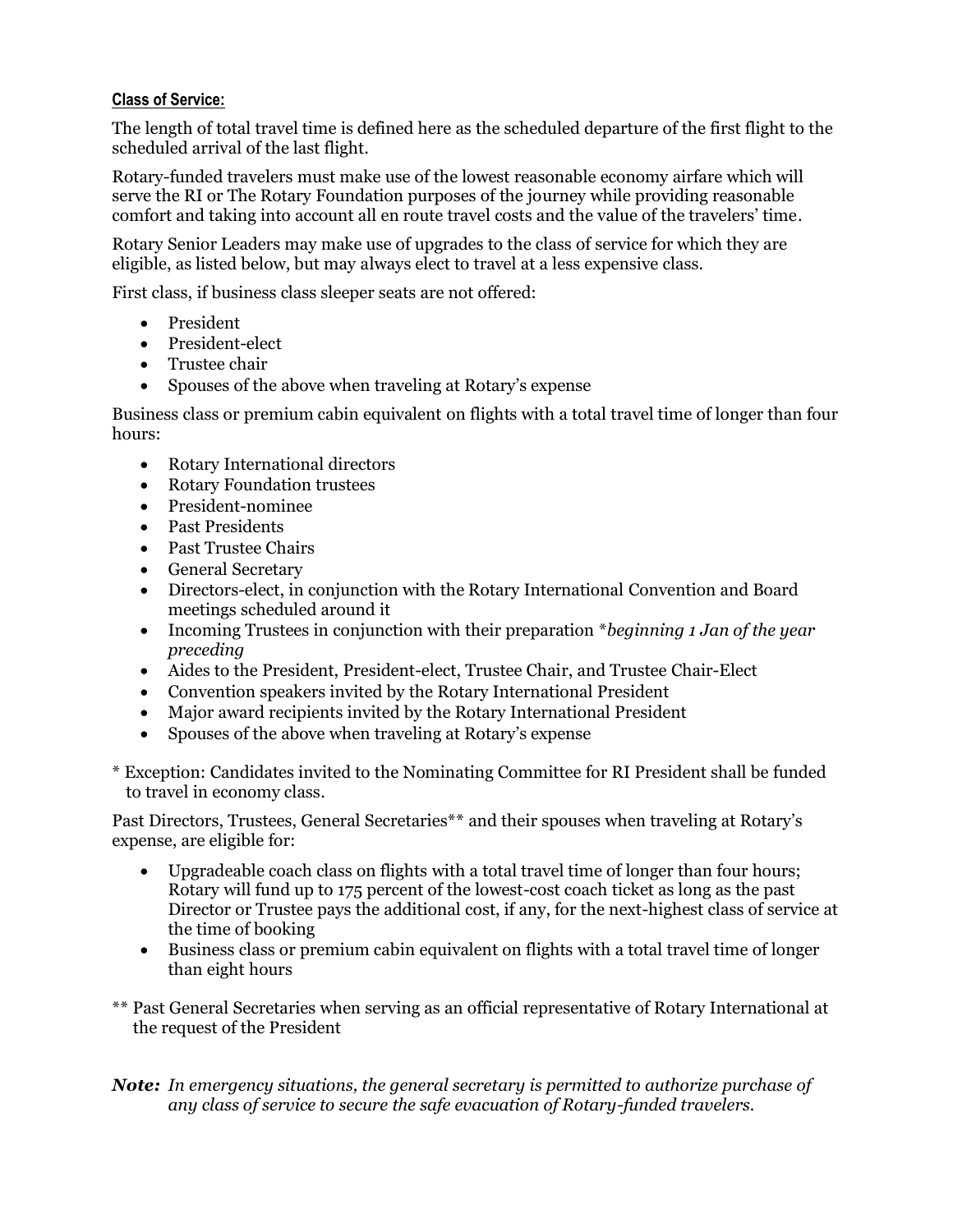**Class of Service:**

The length of total travel time is defined here as the scheduled departure of the first flight to the scheduled arrival of the last flight.

Rotary-funded travelers must make use of the lowest reasonable economy airfare which will serve the RI or The Rotary Foundation purposes of the journey while providing reasonable comfort and taking into account all en route travel costs and the value of the travelers' time.

Rotary Senior Leaders may make use of upgrades to the class of service for which they are eligible, as listed below, but may always elect to travel at a less expensive class.

First class, if business class sleeper seats are not offered:

- President
- President-elect
- Trustee chair
- Spouses of the above when traveling at Rotary's expense

Business class or premium cabin equivalent on flights with a total travel time of longer than four hours:

- Rotary International directors
- Rotary Foundation trustees
- President-nominee
- Past Presidents
- Past Trustee Chairs
- General Secretary
- Directors-elect, in conjunction with the Rotary International Convention and Board meetings scheduled around it
- Incoming Trustees in conjunction with their preparation **beginning 1 Jan of the year preceding*
- Aides to the President, President-elect, Trustee Chair, and Trustee Chair-Elect
- Convention speakers invited by the Rotary International President
- Major award recipients invited by the Rotary International President
- Spouses of the above when traveling at Rotary's expense

\* Exception: Candidates invited to the Nominating Committee for RI President shall be funded to travel in economy class.

Past Directors, Trustees, General Secretaries** and their spouses when traveling at Rotary's expense, are eligible for:

- Upgradeable coach class on flights with a total travel time of longer than four hours; Rotary will fund up to 175 percent of the lowest-cost coach ticket as long as the past Director or Trustee pays the additional cost, if any, for the next-highest class of service at the time of booking
- Business class or premium cabin equivalent on flights with a total travel time of longer than eight hours

\** Past General Secretaries when serving as an official representative of Rotary International at the request of the President

***Note:*** *In emergency situations, the general secretary is permitted to authorize purchase of any class of service to secure the safe evacuation of Rotary-funded travelers.*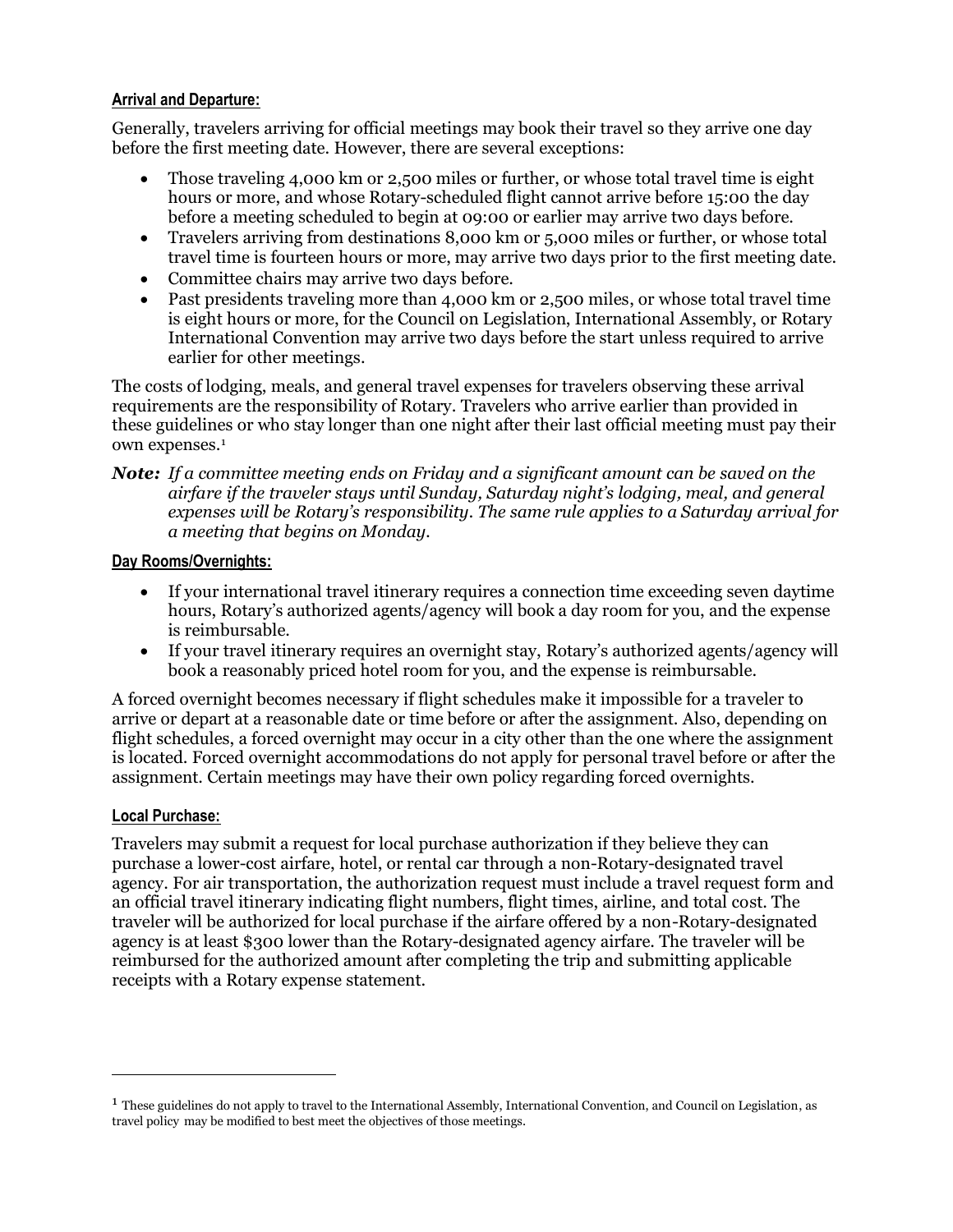#### Arrival and Departure:

Generally, travelers arriving for official meetings may book their travel so they arrive one day before the first meeting date. However, there are several exceptions:

- Those traveling 4,000 km or 2,500 miles or further, or whose total travel time is eight hours or more, and whose Rotary-scheduled flight cannot arrive before 15:00 the day before a meeting scheduled to begin at 09:00 or earlier may arrive two days before.
- Travelers arriving from destinations 8,000 km or 5,000 miles or further, or whose total travel time is fourteen hours or more, may arrive two days prior to the first meeting date.
- Committee chairs may arrive two days before.
- Past presidents traveling more than 4,000 km or 2,500 miles, or whose total travel time is eight hours or more, for the Council on Legislation, International Assembly, or Rotary International Convention may arrive two days before the start unless required to arrive earlier for other meetings.

The costs of lodging, meals, and general travel expenses for travelers observing these arrival requirements are the responsibility of Rotary. Travelers who arrive earlier than provided in these guidelines or who stay longer than one night after their last official meeting must pay their own expenses.[1]

***Note:*** *If a committee meeting ends on Friday and a significant amount can be saved on the airfare if the traveler stays until Sunday, Saturday night's lodging, meal, and general expenses will be Rotary's responsibility. The same rule applies to a Saturday arrival for a meeting that begins on Monday.*

#### Day Rooms/Overnights:

- If your international travel itinerary requires a connection time exceeding seven daytime hours, Rotary's authorized agents/agency will book a day room for you, and the expense is reimbursable.
- If your travel itinerary requires an overnight stay, Rotary's authorized agents/agency will book a reasonably priced hotel room for you, and the expense is reimbursable.

A forced overnight becomes necessary if flight schedules make it impossible for a traveler to arrive or depart at a reasonable date or time before or after the assignment. Also, depending on flight schedules, a forced overnight may occur in a city other than the one where the assignment is located. Forced overnight accommodations do not apply for personal travel before or after the assignment. Certain meetings may have their own policy regarding forced overnights.

#### Local Purchase:

Travelers may submit a request for local purchase authorization if they believe they can purchase a lower-cost airfare, hotel, or rental car through a non-Rotary-designated travel agency. For air transportation, the authorization request must include a travel request form and an official travel itinerary indicating flight numbers, flight times, airline, and total cost. The traveler will be authorized for local purchase if the airfare offered by a non-Rotary-designated agency is at least $300 lower than the Rotary-designated agency airfare. The traveler will be reimbursed for the authorized amount after completing the trip and submitting applicable receipts with a Rotary expense statement.

[1] These guidelines do not apply to travel to the International Assembly, International Convention, and Council on Legislation, as travel policy may be modified to best meet the objectives of those meetings.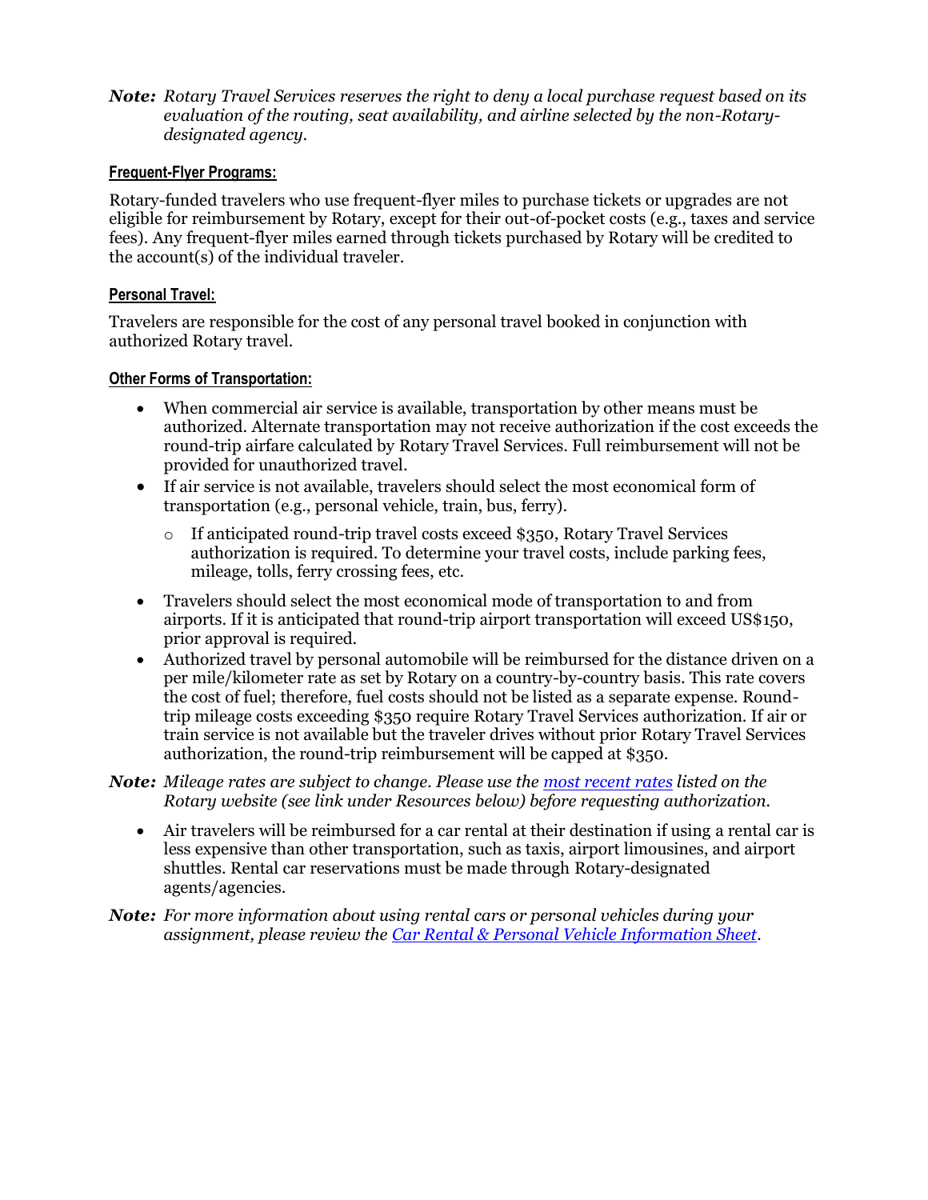***Note:*** *Rotary Travel Services reserves the right to deny a local purchase request based on its evaluation of the routing, seat availability, and airline selected by the non-Rotary-designated agency.*

### Frequent-Flyer Programs:

Rotary-funded travelers who use frequent-flyer miles to purchase tickets or upgrades are not eligible for reimbursement by Rotary, except for their out-of-pocket costs (e.g., taxes and service fees). Any frequent-flyer miles earned through tickets purchased by Rotary will be credited to the account(s) of the individual traveler.

### Personal Travel:

Travelers are responsible for the cost of any personal travel booked in conjunction with authorized Rotary travel.

### Other Forms of Transportation:

- When commercial air service is available, transportation by other means must be authorized. Alternate transportation may not receive authorization if the cost exceeds the round-trip airfare calculated by Rotary Travel Services. Full reimbursement will not be provided for unauthorized travel.
- If air service is not available, travelers should select the most economical form of transportation (e.g., personal vehicle, train, bus, ferry).
  - If anticipated round-trip travel costs exceed $350, Rotary Travel Services authorization is required. To determine your travel costs, include parking fees, mileage, tolls, ferry crossing fees, etc.
- Travelers should select the most economical mode of transportation to and from airports. If it is anticipated that round-trip airport transportation will exceed US$150, prior approval is required.
- Authorized travel by personal automobile will be reimbursed for the distance driven on a per mile/kilometer rate as set by Rotary on a country-by-country basis. This rate covers the cost of fuel; therefore, fuel costs should not be listed as a separate expense. Round-trip mileage costs exceeding $350 require Rotary Travel Services authorization. If air or train service is not available but the traveler drives without prior Rotary Travel Services authorization, the round-trip reimbursement will be capped at $350.

***Note:*** *Mileage rates are subject to change. Please use the most recent rates listed on the Rotary website (see link under Resources below) before requesting authorization.*

- Air travelers will be reimbursed for a car rental at their destination if using a rental car is less expensive than other transportation, such as taxis, airport limousines, and airport shuttles. Rental car reservations must be made through Rotary-designated agents/agencies.

***Note:*** *For more information about using rental cars or personal vehicles during your assignment, please review the Car Rental & Personal Vehicle Information Sheet.*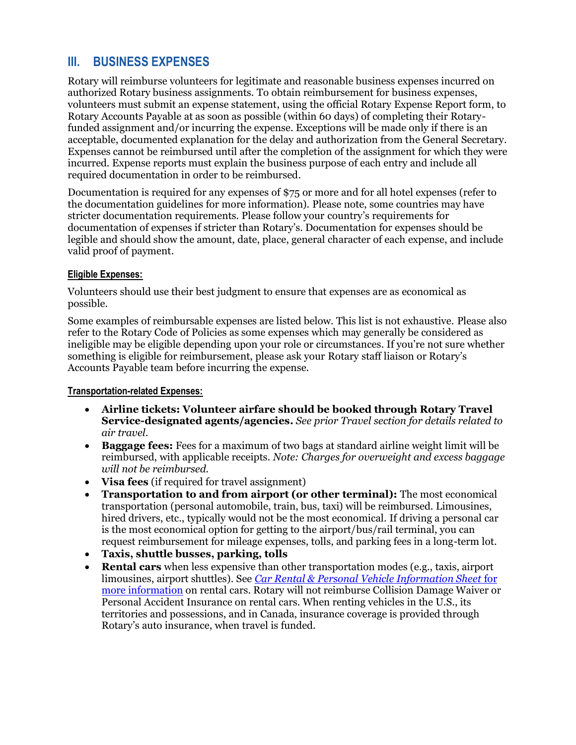## III. BUSINESS EXPENSES

Rotary will reimburse volunteers for legitimate and reasonable business expenses incurred on authorized Rotary business assignments. To obtain reimbursement for business expenses, volunteers must submit an expense statement, using the official Rotary Expense Report form, to Rotary Accounts Payable at as soon as possible (within 60 days) of completing their Rotary-funded assignment and/or incurring the expense. Exceptions will be made only if there is an acceptable, documented explanation for the delay and authorization from the General Secretary. Expenses cannot be reimbursed until after the completion of the assignment for which they were incurred. Expense reports must explain the business purpose of each entry and include all required documentation in order to be reimbursed.

Documentation is required for any expenses of $75 or more and for all hotel expenses (refer to the documentation guidelines for more information). Please note, some countries may have stricter documentation requirements. Please follow your country's requirements for documentation of expenses if stricter than Rotary's. Documentation for expenses should be legible and should show the amount, date, place, general character of each expense, and include valid proof of payment.

#### Eligible Expenses:

Volunteers should use their best judgment to ensure that expenses are as economical as possible.

Some examples of reimbursable expenses are listed below. This list is not exhaustive. Please also refer to the Rotary Code of Policies as some expenses which may generally be considered as ineligible may be eligible depending upon your role or circumstances. If you're not sure whether something is eligible for reimbursement, please ask your Rotary staff liaison or Rotary's Accounts Payable team before incurring the expense.

#### Transportation-related Expenses:

- **Airline tickets: Volunteer airfare should be booked through Rotary Travel Service-designated agents/agencies.** *See prior Travel section for details related to air travel.*
- **Baggage fees:** Fees for a maximum of two bags at standard airline weight limit will be reimbursed, with applicable receipts. *Note: Charges for overweight and excess baggage will not be reimbursed.*
- **Visa fees** (if required for travel assignment)
- **Transportation to and from airport (or other terminal):** The most economical transportation (personal automobile, train, bus, taxi) will be reimbursed. Limousines, hired drivers, etc., typically would not be the most economical. If driving a personal car is the most economical option for getting to the airport/bus/rail terminal, you can request reimbursement for mileage expenses, tolls, and parking fees in a long-term lot.
- **Taxis, shuttle busses, parking, tolls**
- **Rental cars** when less expensive than other transportation modes (e.g., taxis, airport limousines, airport shuttles). See *Car Rental & Personal Vehicle Information Sheet* for more information on rental cars. Rotary will not reimburse Collision Damage Waiver or Personal Accident Insurance on rental cars. When renting vehicles in the U.S., its territories and possessions, and in Canada, insurance coverage is provided through Rotary's auto insurance, when travel is funded.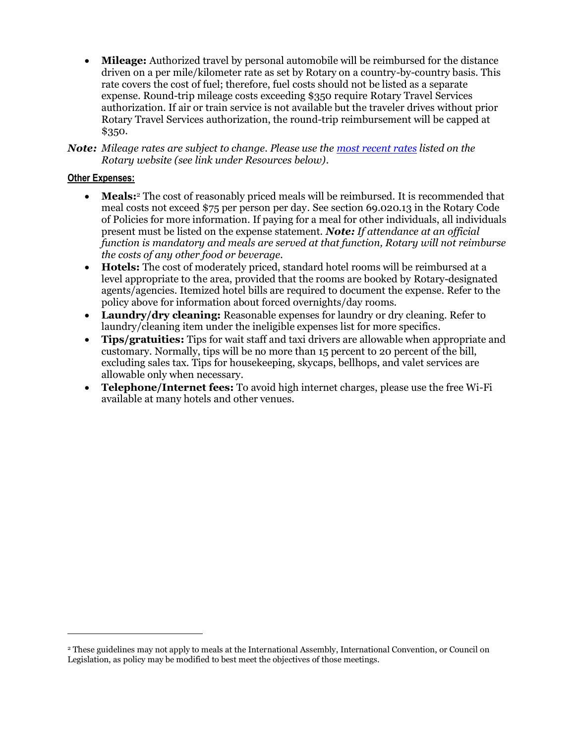- **Mileage:** Authorized travel by personal automobile will be reimbursed for the distance driven on a per mile/kilometer rate as set by Rotary on a country-by-country basis. This rate covers the cost of fuel; therefore, fuel costs should not be listed as a separate expense. Round-trip mileage costs exceeding $350 require Rotary Travel Services authorization. If air or train service is not available but the traveler drives without prior Rotary Travel Services authorization, the round-trip reimbursement will be capped at $350.

***Note:*** *Mileage rates are subject to change. Please use the most recent rates listed on the Rotary website (see link under Resources below).*

**Other Expenses:**

- **Meals:**[2] The cost of reasonably priced meals will be reimbursed. It is recommended that meal costs not exceed $75 per person per day. See section 69.020.13 in the Rotary Code of Policies for more information. If paying for a meal for other individuals, all individuals present must be listed on the expense statement. ***Note:*** *If attendance at an official function is mandatory and meals are served at that function, Rotary will not reimburse the costs of any other food or beverage.*
- **Hotels:** The cost of moderately priced, standard hotel rooms will be reimbursed at a level appropriate to the area, provided that the rooms are booked by Rotary-designated agents/agencies. Itemized hotel bills are required to document the expense. Refer to the policy above for information about forced overnights/day rooms.
- **Laundry/dry cleaning:** Reasonable expenses for laundry or dry cleaning. Refer to laundry/cleaning item under the ineligible expenses list for more specifics.
- **Tips/gratuities:** Tips for wait staff and taxi drivers are allowable when appropriate and customary. Normally, tips will be no more than 15 percent to 20 percent of the bill, excluding sales tax. Tips for housekeeping, skycaps, bellhops, and valet services are allowable only when necessary.
- **Telephone/Internet fees:** To avoid high internet charges, please use the free Wi-Fi available at many hotels and other venues.

[2] These guidelines may not apply to meals at the International Assembly, International Convention, or Council on Legislation, as policy may be modified to best meet the objectives of those meetings.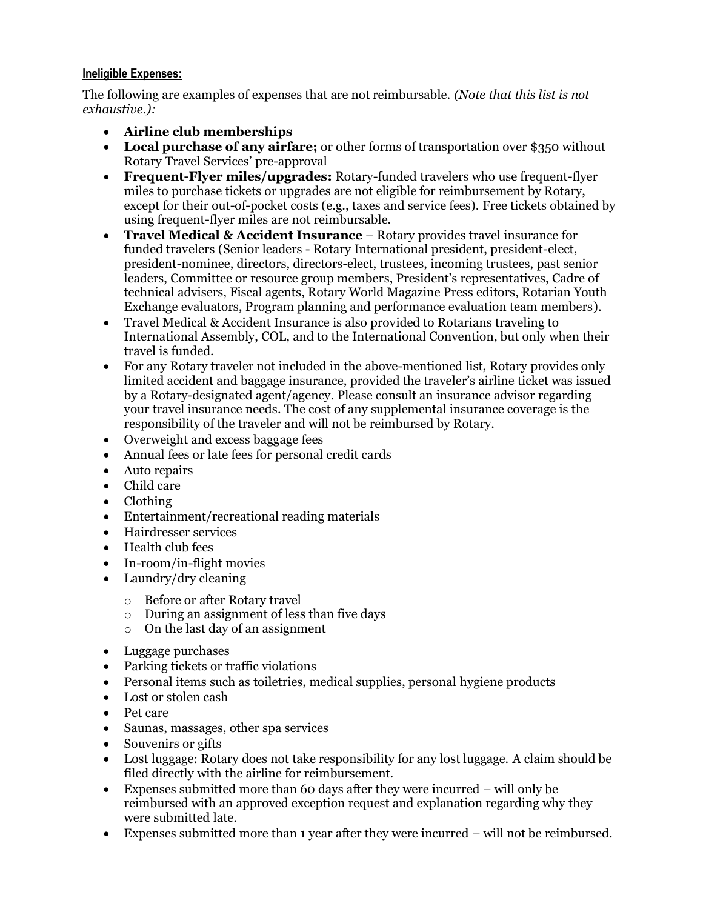**Ineligible Expenses:**

The following are examples of expenses that are not reimbursable. *(Note that this list is not exhaustive.):*

- **Airline club memberships**
- **Local purchase of any airfare;** or other forms of transportation over $350 without Rotary Travel Services' pre-approval
- **Frequent-Flyer miles/upgrades:** Rotary-funded travelers who use frequent-flyer miles to purchase tickets or upgrades are not eligible for reimbursement by Rotary, except for their out-of-pocket costs (e.g., taxes and service fees). Free tickets obtained by using frequent-flyer miles are not reimbursable.
- **Travel Medical & Accident Insurance** – Rotary provides travel insurance for funded travelers (Senior leaders - Rotary International president, president-elect, president-nominee, directors, directors-elect, trustees, incoming trustees, past senior leaders, Committee or resource group members, President's representatives, Cadre of technical advisers, Fiscal agents, Rotary World Magazine Press editors, Rotarian Youth Exchange evaluators, Program planning and performance evaluation team members).
- Travel Medical & Accident Insurance is also provided to Rotarians traveling to International Assembly, COL, and to the International Convention, but only when their travel is funded.
- For any Rotary traveler not included in the above-mentioned list, Rotary provides only limited accident and baggage insurance, provided the traveler's airline ticket was issued by a Rotary-designated agent/agency. Please consult an insurance advisor regarding your travel insurance needs. The cost of any supplemental insurance coverage is the responsibility of the traveler and will not be reimbursed by Rotary.
- Overweight and excess baggage fees
- Annual fees or late fees for personal credit cards
- Auto repairs
- Child care
- Clothing
- Entertainment/recreational reading materials
- Hairdresser services
- Health club fees
- In-room/in-flight movies
- Laundry/dry cleaning
  - Before or after Rotary travel
  - During an assignment of less than five days
  - On the last day of an assignment
- Luggage purchases
- Parking tickets or traffic violations
- Personal items such as toiletries, medical supplies, personal hygiene products
- Lost or stolen cash
- Pet care
- Saunas, massages, other spa services
- Souvenirs or gifts
- Lost luggage: Rotary does not take responsibility for any lost luggage. A claim should be filed directly with the airline for reimbursement.
- Expenses submitted more than 60 days after they were incurred – will only be reimbursed with an approved exception request and explanation regarding why they were submitted late.
- Expenses submitted more than 1 year after they were incurred – will not be reimbursed.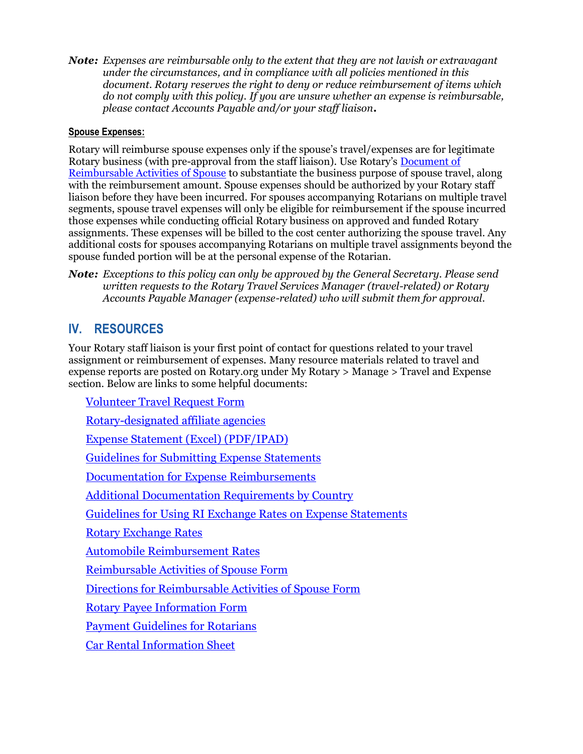***Note:*** *Expenses are reimbursable only to the extent that they are not lavish or extravagant under the circumstances, and in compliance with all policies mentioned in this document. Rotary reserves the right to deny or reduce reimbursement of items which do not comply with this policy. If you are unsure whether an expense is reimbursable, please contact Accounts Payable and/or your staff liaison.*

#### Spouse Expenses:

Rotary will reimburse spouse expenses only if the spouse's travel/expenses are for legitimate Rotary business (with pre-approval from the staff liaison). Use Rotary's Document of Reimbursable Activities of Spouse to substantiate the business purpose of spouse travel, along with the reimbursement amount. Spouse expenses should be authorized by your Rotary staff liaison before they have been incurred. For spouses accompanying Rotarians on multiple travel segments, spouse travel expenses will only be eligible for reimbursement if the spouse incurred those expenses while conducting official Rotary business on approved and funded Rotary assignments. These expenses will be billed to the cost center authorizing the spouse travel. Any additional costs for spouses accompanying Rotarians on multiple travel assignments beyond the spouse funded portion will be at the personal expense of the Rotarian.

***Note:*** *Exceptions to this policy can only be approved by the General Secretary. Please send written requests to the Rotary Travel Services Manager (travel-related) or Rotary Accounts Payable Manager (expense-related) who will submit them for approval.*

## IV. RESOURCES

Your Rotary staff liaison is your first point of contact for questions related to your travel assignment or reimbursement of expenses. Many resource materials related to travel and expense reports are posted on Rotary.org under My Rotary > Manage > Travel and Expense section. Below are links to some helpful documents:

- Volunteer Travel Request Form
- Rotary-designated affiliate agencies
- Expense Statement (Excel) (PDF/IPAD)
- Guidelines for Submitting Expense Statements
- Documentation for Expense Reimbursements
- Additional Documentation Requirements by Country
- Guidelines for Using RI Exchange Rates on Expense Statements
- Rotary Exchange Rates
- Automobile Reimbursement Rates
- Reimbursable Activities of Spouse Form
- Directions for Reimbursable Activities of Spouse Form
- Rotary Payee Information Form
- Payment Guidelines for Rotarians
- Car Rental Information Sheet